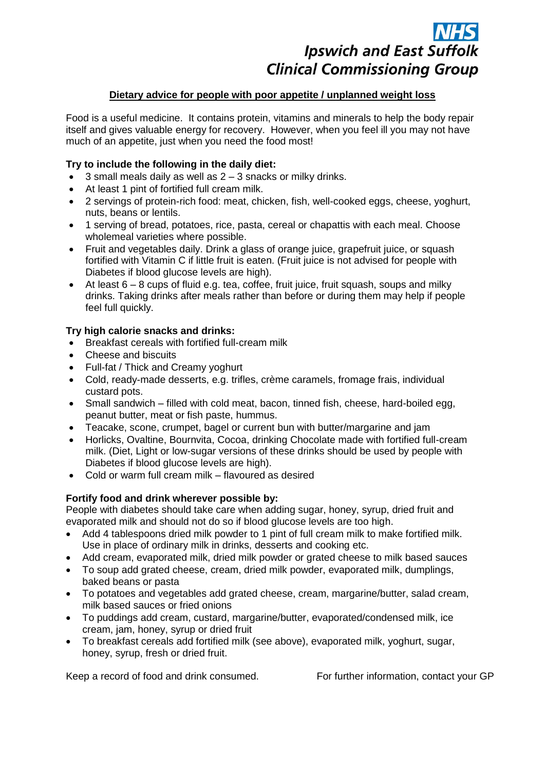NHS
**Ipswich and East Suffolk Clinical Commissioning Group**

## Dietary advice for people with poor appetite / unplanned weight loss

Food is a useful medicine. It contains protein, vitamins and minerals to help the body repair itself and gives valuable energy for recovery. However, when you feel ill you may not have much of an appetite, just when you need the food most!

**Try to include the following in the daily diet:**

- 3 small meals daily as well as 2 – 3 snacks or milky drinks.
- At least 1 pint of fortified full cream milk.
- 2 servings of protein-rich food: meat, chicken, fish, well-cooked eggs, cheese, yoghurt, nuts, beans or lentils.
- 1 serving of bread, potatoes, rice, pasta, cereal or chapattis with each meal. Choose wholemeal varieties where possible.
- Fruit and vegetables daily. Drink a glass of orange juice, grapefruit juice, or squash fortified with Vitamin C if little fruit is eaten. (Fruit juice is not advised for people with Diabetes if blood glucose levels are high).
- At least 6 – 8 cups of fluid e.g. tea, coffee, fruit juice, fruit squash, soups and milky drinks. Taking drinks after meals rather than before or during them may help if people feel full quickly.

**Try high calorie snacks and drinks:**

- Breakfast cereals with fortified full-cream milk
- Cheese and biscuits
- Full-fat / Thick and Creamy yoghurt
- Cold, ready-made desserts, e.g. trifles, crème caramels, fromage frais, individual custard pots.
- Small sandwich – filled with cold meat, bacon, tinned fish, cheese, hard-boiled egg, peanut butter, meat or fish paste, hummus.
- Teacake, scone, crumpet, bagel or current bun with butter/margarine and jam
- Horlicks, Ovaltine, Bournvita, Cocoa, drinking Chocolate made with fortified full-cream milk. (Diet, Light or low-sugar versions of these drinks should be used by people with Diabetes if blood glucose levels are high).
- Cold or warm full cream milk – flavoured as desired

**Fortify food and drink wherever possible by:**

People with diabetes should take care when adding sugar, honey, syrup, dried fruit and evaporated milk and should not do so if blood glucose levels are too high.

- Add 4 tablespoons dried milk powder to 1 pint of full cream milk to make fortified milk. Use in place of ordinary milk in drinks, desserts and cooking etc.
- Add cream, evaporated milk, dried milk powder or grated cheese to milk based sauces
- To soup add grated cheese, cream, dried milk powder, evaporated milk, dumplings, baked beans or pasta
- To potatoes and vegetables add grated cheese, cream, margarine/butter, salad cream, milk based sauces or fried onions
- To puddings add cream, custard, margarine/butter, evaporated/condensed milk, ice cream, jam, honey, syrup or dried fruit
- To breakfast cereals add fortified milk (see above), evaporated milk, yoghurt, sugar, honey, syrup, fresh or dried fruit.

Keep a record of food and drink consumed.

For further information, contact your GP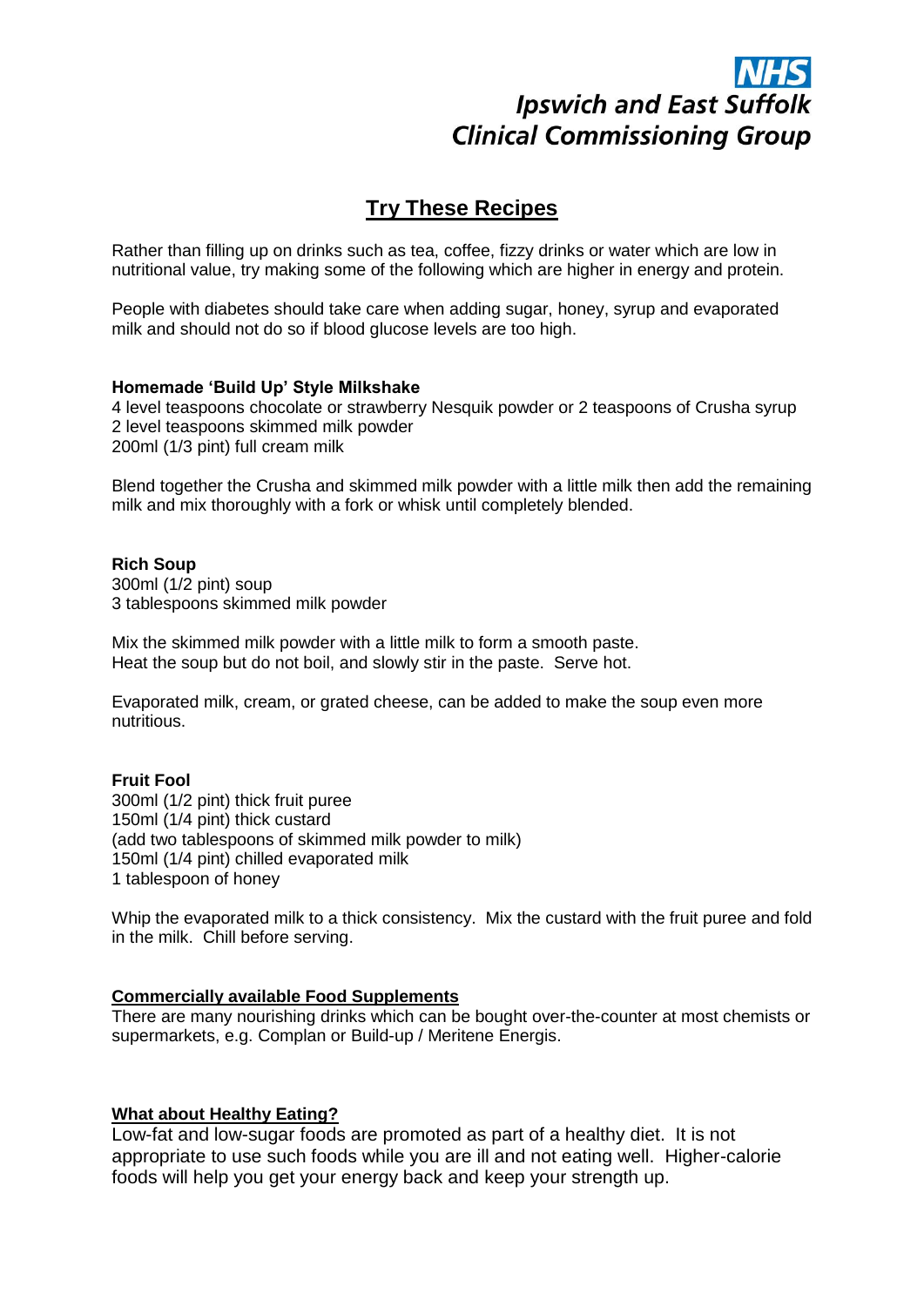**NHS**
**Ipswich and East Suffolk Clinical Commissioning Group**

# Try These Recipes

Rather than filling up on drinks such as tea, coffee, fizzy drinks or water which are low in nutritional value, try making some of the following which are higher in energy and protein.

People with diabetes should take care when adding sugar, honey, syrup and evaporated milk and should not do so if blood glucose levels are too high.

**Homemade 'Build Up' Style Milkshake**
4 level teaspoons chocolate or strawberry Nesquik powder or 2 teaspoons of Crusha syrup
2 level teaspoons skimmed milk powder
200ml (1/3 pint) full cream milk

Blend together the Crusha and skimmed milk powder with a little milk then add the remaining milk and mix thoroughly with a fork or whisk until completely blended.

**Rich Soup**
300ml (1/2 pint) soup
3 tablespoons skimmed milk powder

Mix the skimmed milk powder with a little milk to form a smooth paste.
Heat the soup but do not boil, and slowly stir in the paste. Serve hot.

Evaporated milk, cream, or grated cheese, can be added to make the soup even more nutritious.

**Fruit Fool**
300ml (1/2 pint) thick fruit puree
150ml (1/4 pint) thick custard
(add two tablespoons of skimmed milk powder to milk)
150ml (1/4 pint) chilled evaporated milk
1 tablespoon of honey

Whip the evaporated milk to a thick consistency. Mix the custard with the fruit puree and fold in the milk. Chill before serving.

**Commercially available Food Supplements**
There are many nourishing drinks which can be bought over-the-counter at most chemists or supermarkets, e.g. Complan or Build-up / Meritene Energis.

**What about Healthy Eating?**
Low-fat and low-sugar foods are promoted as part of a healthy diet. It is not appropriate to use such foods while you are ill and not eating well. Higher-calorie foods will help you get your energy back and keep your strength up.